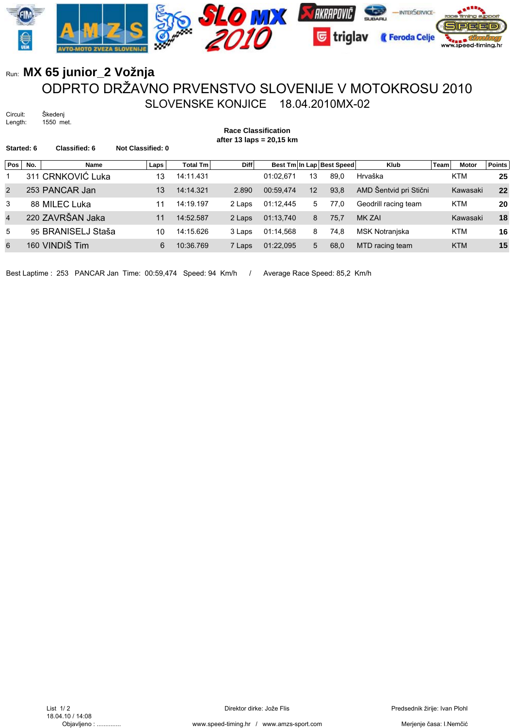Run: **MX 65 junior_2 Vožnja**

# ODPRTO DRŽAVNO PRVENSTVO SLOVENIJE V MOTOKROSU 2010

## SLOVENSKE KONJICE 18.04.2010MX-02

Circuit: Škedenj
Length: 1550 met.

**Race Classification**
**after 13 laps = 20,15 km**

**Started: 6** **Classified: 6** **Not Classified: 0**

| Pos | No. | Name | Laps | Total Tm | Diff | Best Tm | In Lap | Best Speed | Klub | Team | Motor | Points |
|---|---|---|---|---|---|---|---|---|---|---|---|---|
| 1 | 311 | CRNKOVIĆ Luka | 13 | 14:11.431 | | 01:02,671 | 13 | 89,0 | Hrvaška | | KTM | 25 |
| 2 | 253 | PANCAR Jan | 13 | 14:14.321 | 2.890 | 00:59,474 | 12 | 93,8 | AMD Šentvid pri Stični | | Kawasaki | 22 |
| 3 | 88 | MILEC Luka | 11 | 14:19.197 | 2 Laps | 01:12,445 | 5 | 77,0 | Geodrill racing team | | KTM | 20 |
| 4 | 220 | ZAVRŠAN Jaka | 11 | 14:52.587 | 2 Laps | 01:13,740 | 8 | 75,7 | MK ZAI | | Kawasaki | 18 |
| 5 | 95 | BRANISELJ Staša | 10 | 14:15.626 | 3 Laps | 01:14,568 | 8 | 74,8 | MSK Notranjska | | KTM | 16 |
| 6 | 160 | VINDIŠ Tim | 6 | 10:36.769 | 7 Laps | 01:22,095 | 5 | 68,0 | MTD racing team | | KTM | 15 |

Best Laptime : 253 PANCAR Jan Time: 00:59,474 Speed: 94 Km/h / Average Race Speed: 85,2 Km/h

18.04.10 / 14:08
Objavljeno : .............

Direktor dirke: Jože Flis

Predsednik žirije: Ivan Plohl

www.speed-timing.hr / www.amzs-sport.com

Merjenje časa: I.Nemčić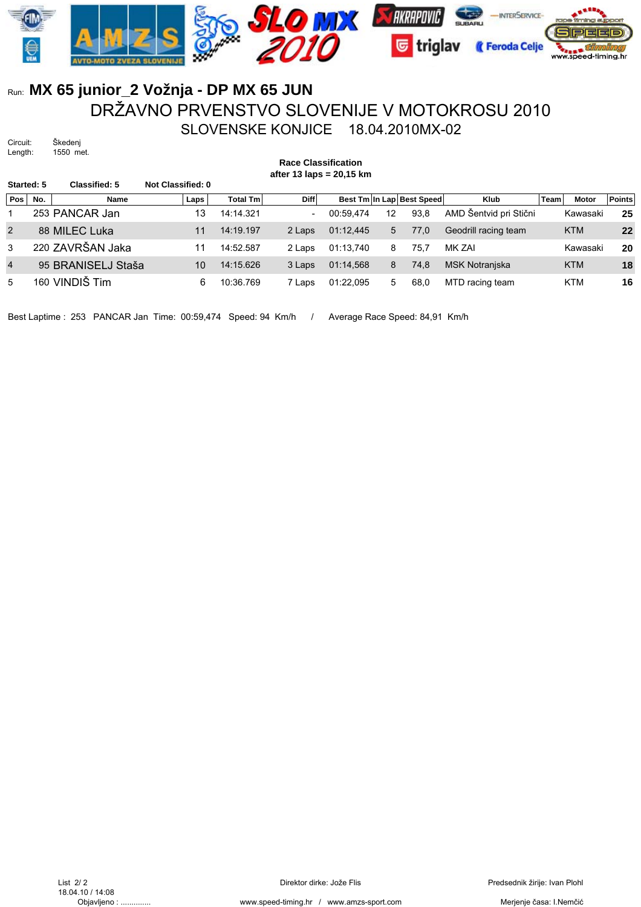Run: **MX 65 junior_2 Vožnja - DP MX 65 JUN**

# DRŽAVNO PRVENSTVO SLOVENIJE V MOTOKROSU 2010

## SLOVENSKE KONJICE 18.04.2010MX-02

Circuit: Škedenj
Length: 1550 met.

**Race Classification**
**after 13 laps = 20,15 km**

**Started: 5** **Classified: 5** **Not Classified: 0**

| Pos | No. | Name | Laps | Total Tm | Diff | Best Tm | In Lap | Best Speed | Klub | Team | Motor | Points |
|---|---|---|---|---|---|---|---|---|---|---|---|---|
| 1 | 253 | PANCAR Jan | 13 | 14:14.321 | - | 00:59,474 | 12 | 93,8 | AMD Šentvid pri Stični | | Kawasaki | **25** |
| 2 | 88 | MILEC Luka | 11 | 14:19.197 | 2 Laps | 01:12,445 | 5 | 77,0 | Geodrill racing team | | KTM | **22** |
| 3 | 220 | ZAVRŠAN Jaka | 11 | 14:52.587 | 2 Laps | 01:13,740 | 8 | 75,7 | MK ZAI | | Kawasaki | **20** |
| 4 | 95 | BRANISELJ Staša | 10 | 14:15.626 | 3 Laps | 01:14,568 | 8 | 74,8 | MSK Notranjska | | KTM | **18** |
| 5 | 160 | VINDIŠ Tim | 6 | 10:36.769 | 7 Laps | 01:22,095 | 5 | 68,0 | MTD racing team | | KTM | **16** |

Best Laptime : 253 PANCAR Jan Time: 00:59,474 Speed: 94 Km/h / Average Race Speed: 84,91 Km/h

List 2/ 2
18.04.10 / 14:08
Objavljeno : .............

Direktor dirke: Jože Flis

www.speed-timing.hr / www.amzs-sport.com

Predsednik žirije: Ivan Plohl

Merjenje časa: I.Nemčić